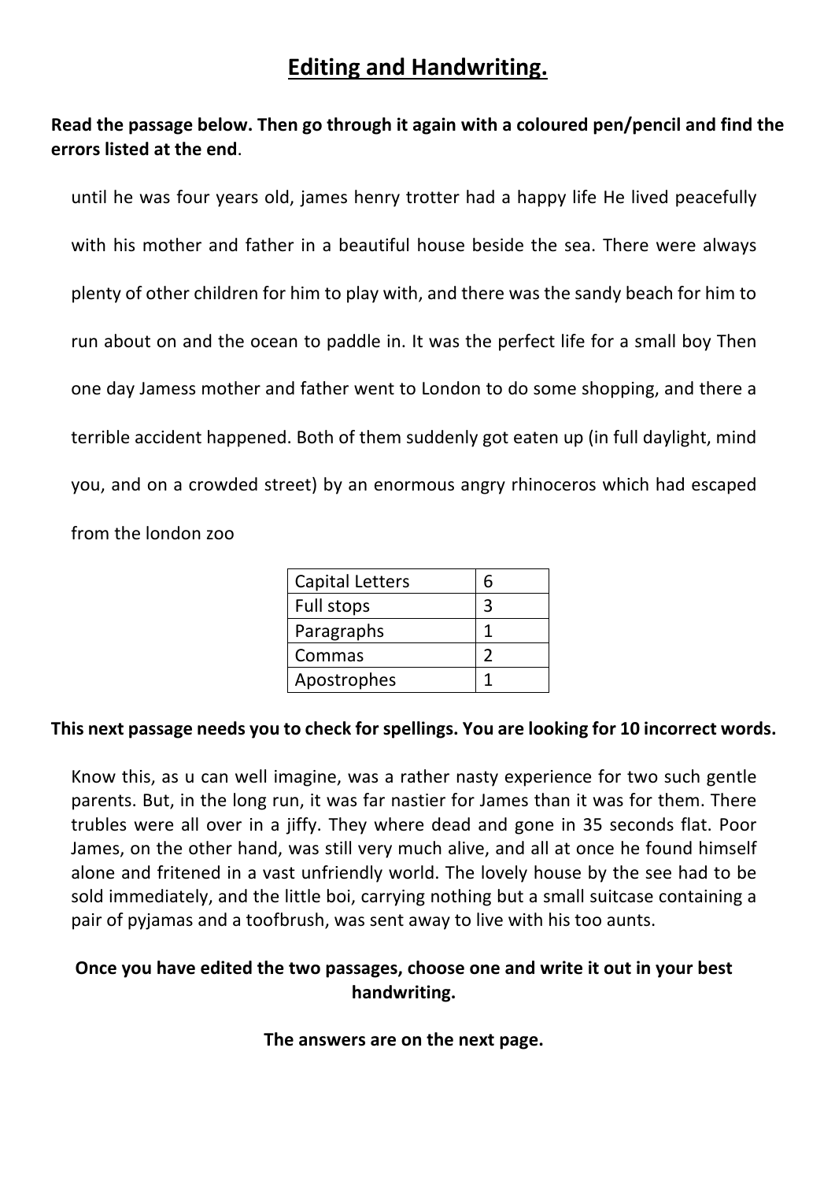# Editing and Handwriting.

**Read the passage below. Then go through it again with a coloured pen/pencil and find the errors listed at the end**.

until he was four years old, james henry trotter had a happy life He lived peacefully with his mother and father in a beautiful house beside the sea. There were always plenty of other children for him to play with, and there was the sandy beach for him to run about on and the ocean to paddle in. It was the perfect life for a small boy Then one day Jamess mother and father went to London to do some shopping, and there a terrible accident happened. Both of them suddenly got eaten up (in full daylight, mind you, and on a crowded street) by an enormous angry rhinoceros which had escaped from the london zoo

| Capital Letters | 6 |
|---|---|
| Full stops | 3 |
| Paragraphs | 1 |
| Commas | 2 |
| Apostrophes | 1 |

**This next passage needs you to check for spellings. You are looking for 10 incorrect words.**

Know this, as u can well imagine, was a rather nasty experience for two such gentle parents. But, in the long run, it was far nastier for James than it was for them. There trubles were all over in a jiffy. They where dead and gone in 35 seconds flat. Poor James, on the other hand, was still very much alive, and all at once he found himself alone and fritened in a vast unfriendly world. The lovely house by the see had to be sold immediately, and the little boi, carrying nothing but a small suitcase containing a pair of pyjamas and a toofbrush, was sent away to live with his too aunts.

**Once you have edited the two passages, choose one and write it out in your best handwriting.**

**The answers are on the next page.**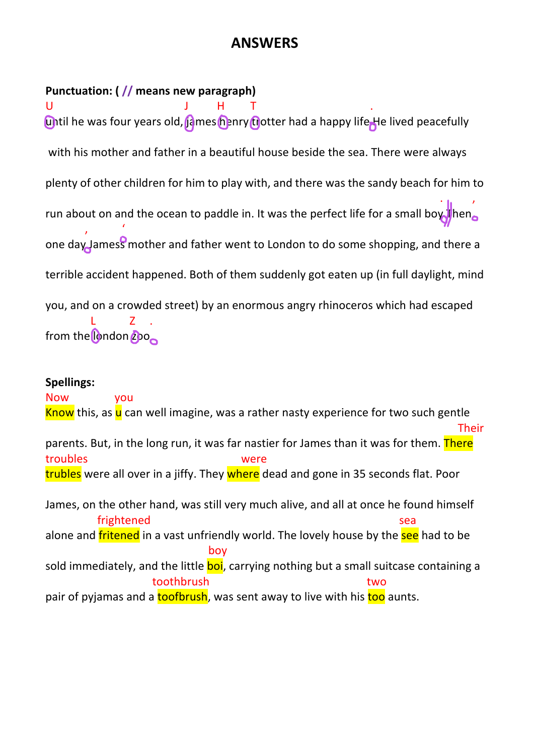# ANSWERS

**Punctuation: ( // means new paragraph)**

U J H T .

until he was four years old, james henry trotter had a happy life He lived peacefully with his mother and father in a beautiful house beside the sea. There were always plenty of other children for him to play with, and there was the sandy beach for him to run about on and the ocean to paddle in. It was the perfect life for a small boy // Then one day James mother and father went to London to do some shopping, and there a terrible accident happened. Both of them suddenly got eaten up (in full daylight, mind you, and on a crowded street) by an enormous angry rhinoceros which had escaped from the london zoo

L Z .

**Spellings:**

Now you

Know this, as u can well imagine, was a rather nasty experience for two such gentle parents. But, in the long run, it was far nastier for James than it was for them. There trubles were all over in a jiffy. They where dead and gone in 35 seconds flat. Poor James, on the other hand, was still very much alive, and all at once he found himself alone and fritened in a vast unfriendly world. The lovely house by the see had to be sold immediately, and the little boi, carrying nothing but a small suitcase containing a pair of pyjamas and a toofbrush, was sent away to live with his too aunts.

Their troubles were frightened sea boy toothbrush two